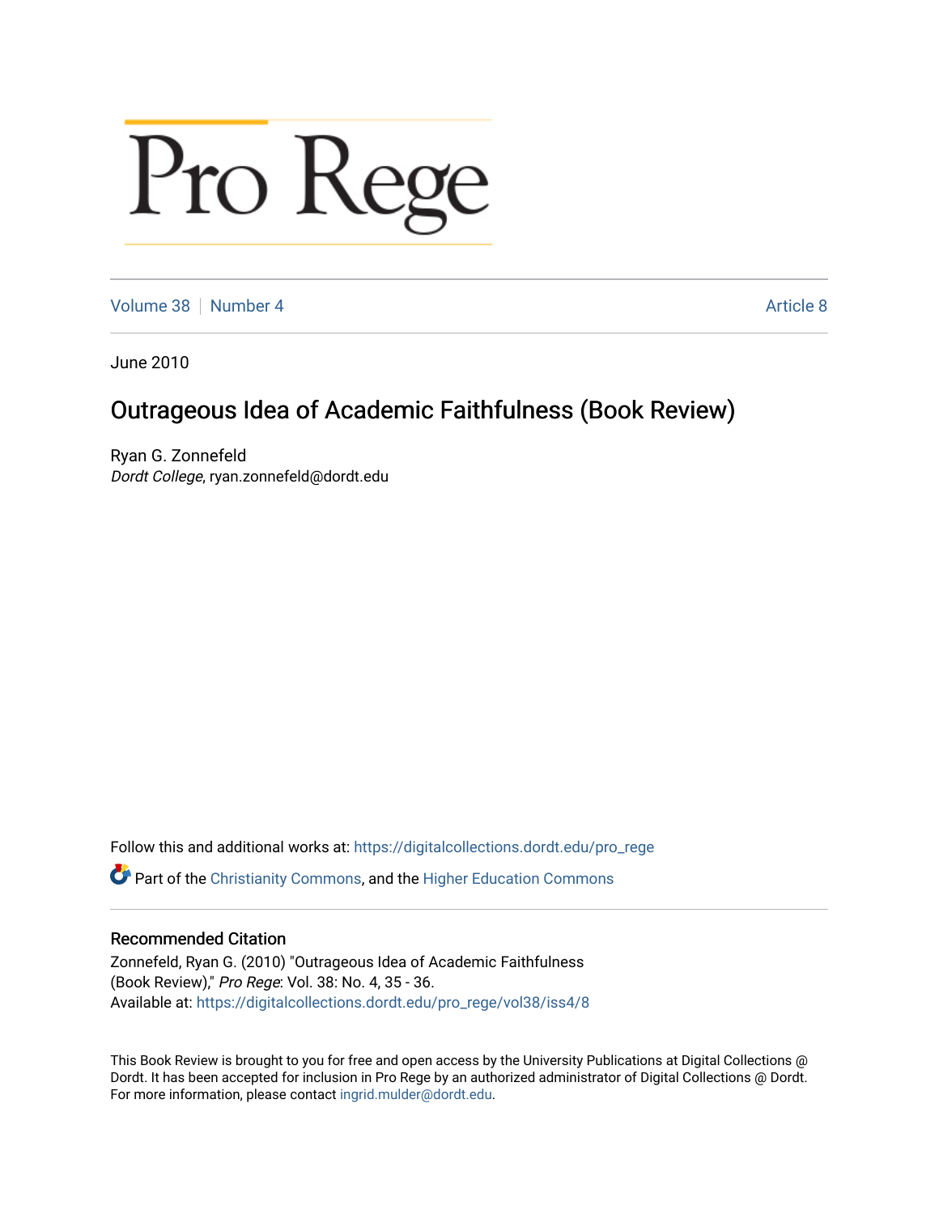# Pro Rege

Volume 38 | Number 4 | Article 8

June 2010

## Outrageous Idea of Academic Faithfulness (Book Review)

Ryan G. Zonnefeld
*Dordt College*, ryan.zonnefeld@dordt.edu

Follow this and additional works at: https://digitalcollections.dordt.edu/pro_rege

Part of the Christianity Commons, and the Higher Education Commons

### Recommended Citation

Zonnefeld, Ryan G. (2010) "Outrageous Idea of Academic Faithfulness (Book Review)," *Pro Rege*: Vol. 38: No. 4, 35 - 36.
Available at: https://digitalcollections.dordt.edu/pro_rege/vol38/iss4/8

This Book Review is brought to you for free and open access by the University Publications at Digital Collections @ Dordt. It has been accepted for inclusion in Pro Rege by an authorized administrator of Digital Collections @ Dordt. For more information, please contact ingrid.mulder@dordt.edu.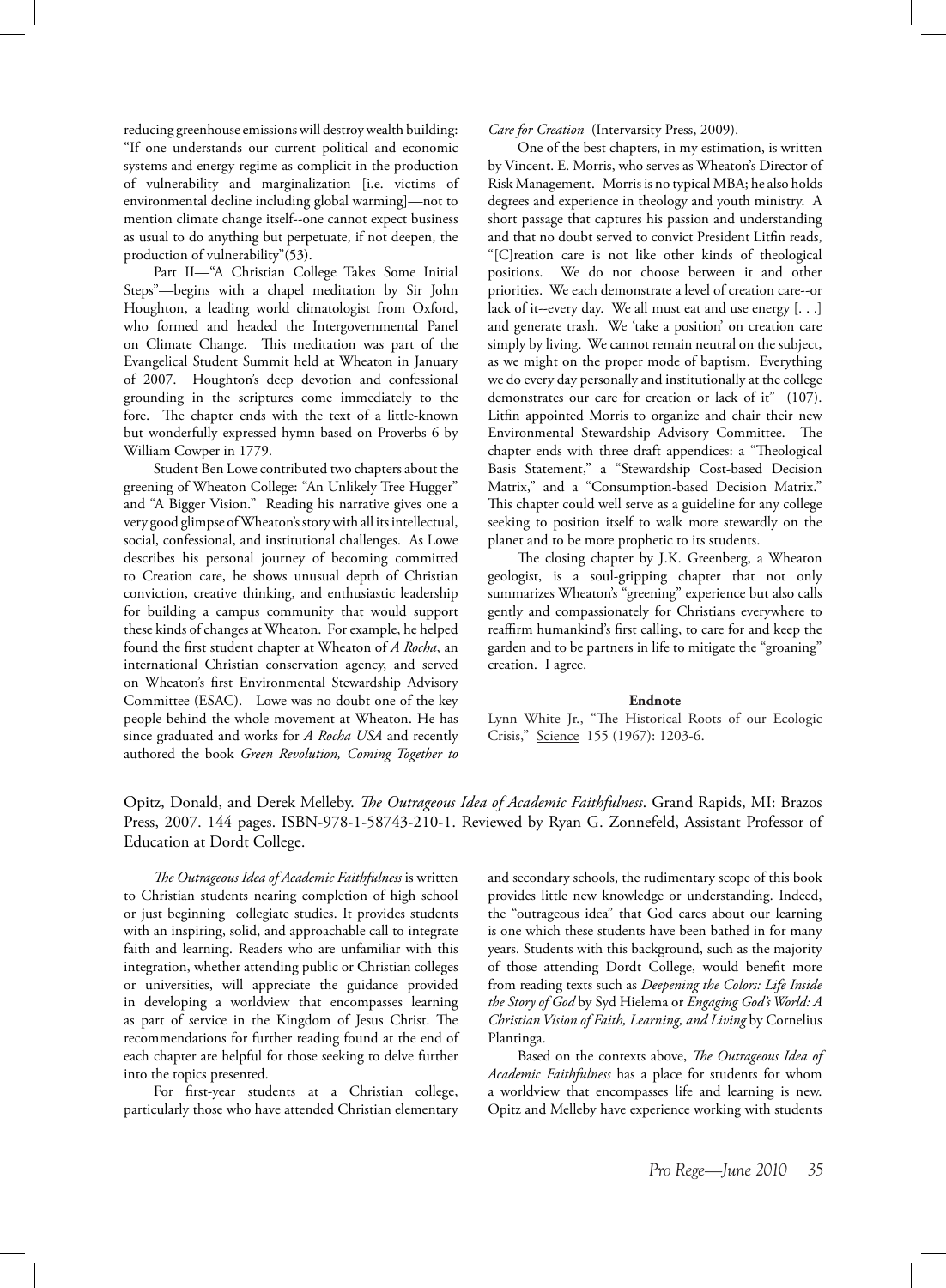reducing greenhouse emissions will destroy wealth building: "If one understands our current political and economic systems and energy regime as complicit in the production of vulnerability and marginalization [i.e. victims of environmental decline including global warming]—not to mention climate change itself--one cannot expect business as usual to do anything but perpetuate, if not deepen, the production of vulnerability"(53).

Part II—"A Christian College Takes Some Initial Steps"—begins with a chapel meditation by Sir John Houghton, a leading world climatologist from Oxford, who formed and headed the Intergovernmental Panel on Climate Change. This meditation was part of the Evangelical Student Summit held at Wheaton in January of 2007. Houghton's deep devotion and confessional grounding in the scriptures come immediately to the fore. The chapter ends with the text of a little-known but wonderfully expressed hymn based on Proverbs 6 by William Cowper in 1779.

Student Ben Lowe contributed two chapters about the greening of Wheaton College: "An Unlikely Tree Hugger" and "A Bigger Vision." Reading his narrative gives one a very good glimpse of Wheaton's story with all its intellectual, social, confessional, and institutional challenges. As Lowe describes his personal journey of becoming committed to Creation care, he shows unusual depth of Christian conviction, creative thinking, and enthusiastic leadership for building a campus community that would support these kinds of changes at Wheaton. For example, he helped found the first student chapter at Wheaton of *A Rocha*, an international Christian conservation agency, and served on Wheaton's first Environmental Stewardship Advisory Committee (ESAC). Lowe was no doubt one of the key people behind the whole movement at Wheaton. He has since graduated and works for *A Rocha USA* and recently authored the book *Green Revolution, Coming Together to Care for Creation* (Intervarsity Press, 2009).

One of the best chapters, in my estimation, is written by Vincent. E. Morris, who serves as Wheaton's Director of Risk Management. Morris is no typical MBA; he also holds degrees and experience in theology and youth ministry. A short passage that captures his passion and understanding and that no doubt served to convict President Litfin reads, "[C]reation care is not like other kinds of theological positions. We do not choose between it and other priorities. We each demonstrate a level of creation care--or lack of it--every day. We all must eat and use energy [. . .] and generate trash. We 'take a position' on creation care simply by living. We cannot remain neutral on the subject, as we might on the proper mode of baptism. Everything we do every day personally and institutionally at the college demonstrates our care for creation or lack of it" (107). Litfin appointed Morris to organize and chair their new Environmental Stewardship Advisory Committee. The chapter ends with three draft appendices: a "Theological Basis Statement," a "Stewardship Cost-based Decision Matrix," and a "Consumption-based Decision Matrix." This chapter could well serve as a guideline for any college seeking to position itself to walk more stewardly on the planet and to be more prophetic to its students.

The closing chapter by J.K. Greenberg, a Wheaton geologist, is a soul-gripping chapter that not only summarizes Wheaton's "greening" experience but also calls gently and compassionately for Christians everywhere to reaffirm humankind's first calling, to care for and keep the garden and to be partners in life to mitigate the "groaning" creation. I agree.

**Endnote**

Lynn White Jr., "The Historical Roots of our Ecologic Crisis," Science 155 (1967): 1203-6.

Opitz, Donald, and Derek Melleby. *The Outrageous Idea of Academic Faithfulness*. Grand Rapids, MI: Brazos Press, 2007. 144 pages. ISBN-978-1-58743-210-1. Reviewed by Ryan G. Zonnefeld, Assistant Professor of Education at Dordt College.

*The Outrageous Idea of Academic Faithfulness* is written to Christian students nearing completion of high school or just beginning collegiate studies. It provides students with an inspiring, solid, and approachable call to integrate faith and learning. Readers who are unfamiliar with this integration, whether attending public or Christian colleges or universities, will appreciate the guidance provided in developing a worldview that encompasses learning as part of service in the Kingdom of Jesus Christ. The recommendations for further reading found at the end of each chapter are helpful for those seeking to delve further into the topics presented.

For first-year students at a Christian college, particularly those who have attended Christian elementary and secondary schools, the rudimentary scope of this book provides little new knowledge or understanding. Indeed, the "outrageous idea" that God cares about our learning is one which these students have been bathed in for many years. Students with this background, such as the majority of those attending Dordt College, would benefit more from reading texts such as *Deepening the Colors: Life Inside the Story of God* by Syd Hielema or *Engaging God's World: A Christian Vision of Faith, Learning, and Living* by Cornelius Plantinga.

Based on the contexts above, *The Outrageous Idea of Academic Faithfulness* has a place for students for whom a worldview that encompasses life and learning is new. Opitz and Melleby have experience working with students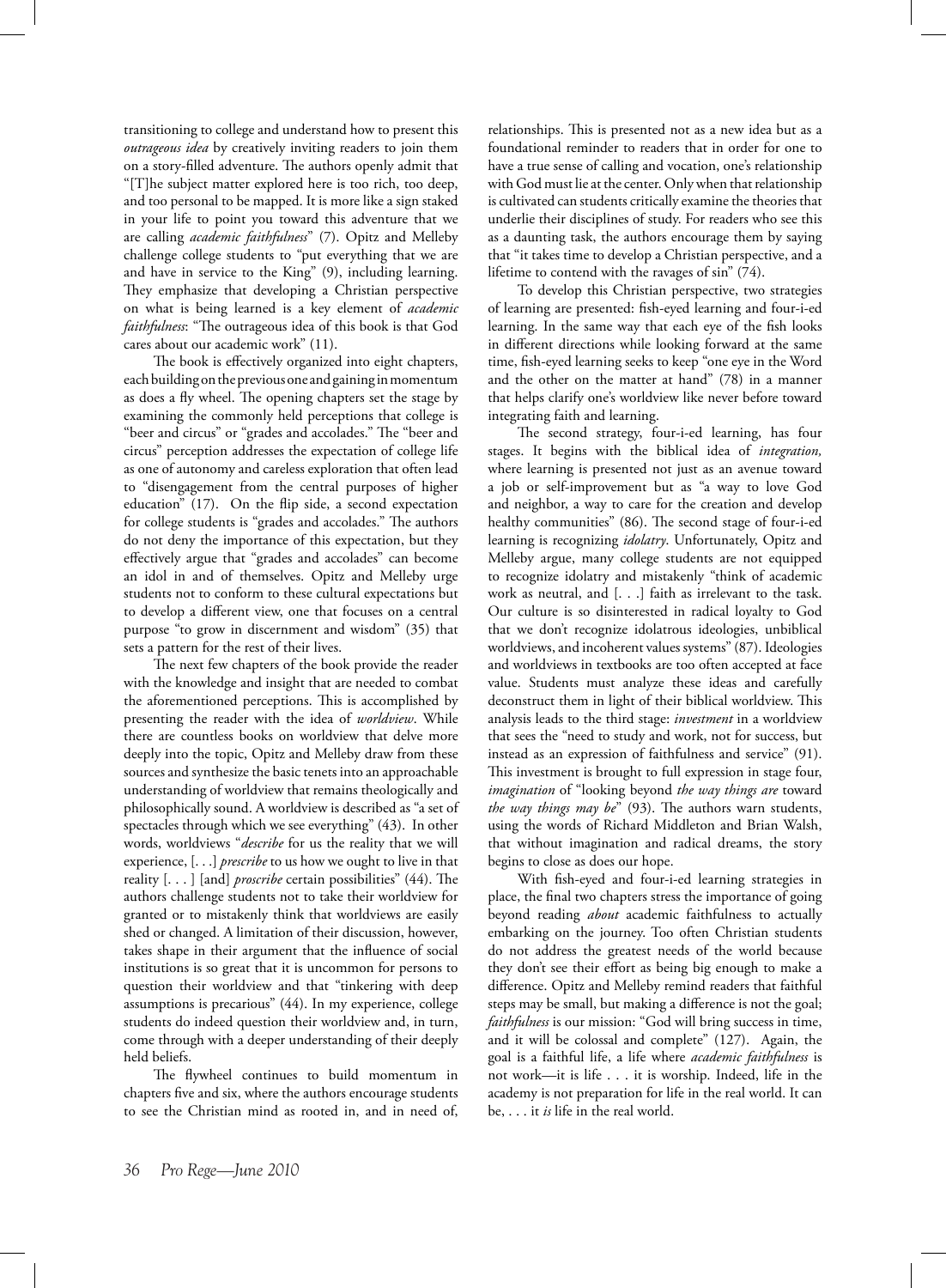transitioning to college and understand how to present this *outrageous idea* by creatively inviting readers to join them on a story-filled adventure. The authors openly admit that "[T]he subject matter explored here is too rich, too deep, and too personal to be mapped. It is more like a sign staked in your life to point you toward this adventure that we are calling *academic faithfulness*" (7). Opitz and Melleby challenge college students to "put everything that we are and have in service to the King" (9), including learning. They emphasize that developing a Christian perspective on what is being learned is a key element of *academic faithfulness*: "The outrageous idea of this book is that God cares about our academic work" (11).

The book is effectively organized into eight chapters, each building on the previous one and gaining in momentum as does a fly wheel. The opening chapters set the stage by examining the commonly held perceptions that college is "beer and circus" or "grades and accolades." The "beer and circus" perception addresses the expectation of college life as one of autonomy and careless exploration that often lead to "disengagement from the central purposes of higher education" (17). On the flip side, a second expectation for college students is "grades and accolades." The authors do not deny the importance of this expectation, but they effectively argue that "grades and accolades" can become an idol in and of themselves. Opitz and Melleby urge students not to conform to these cultural expectations but to develop a different view, one that focuses on a central purpose "to grow in discernment and wisdom" (35) that sets a pattern for the rest of their lives.

The next few chapters of the book provide the reader with the knowledge and insight that are needed to combat the aforementioned perceptions. This is accomplished by presenting the reader with the idea of *worldview*. While there are countless books on worldview that delve more deeply into the topic, Opitz and Melleby draw from these sources and synthesize the basic tenets into an approachable understanding of worldview that remains theologically and philosophically sound. A worldview is described as "a set of spectacles through which we see everything" (43). In other words, worldviews "*describe* for us the reality that we will experience, [. . .] *prescribe* to us how we ought to live in that reality [. . . ] [and] *proscribe* certain possibilities" (44). The authors challenge students not to take their worldview for granted or to mistakenly think that worldviews are easily shed or changed. A limitation of their discussion, however, takes shape in their argument that the influence of social institutions is so great that it is uncommon for persons to question their worldview and that "tinkering with deep assumptions is precarious" (44). In my experience, college students do indeed question their worldview and, in turn, come through with a deeper understanding of their deeply held beliefs.

The flywheel continues to build momentum in chapters five and six, where the authors encourage students to see the Christian mind as rooted in, and in need of, relationships. This is presented not as a new idea but as a foundational reminder to readers that in order for one to have a true sense of calling and vocation, one's relationship with God must lie at the center. Only when that relationship is cultivated can students critically examine the theories that underlie their disciplines of study. For readers who see this as a daunting task, the authors encourage them by saying that "it takes time to develop a Christian perspective, and a lifetime to contend with the ravages of sin" (74).

To develop this Christian perspective, two strategies of learning are presented: fish-eyed learning and four-i-ed learning. In the same way that each eye of the fish looks in different directions while looking forward at the same time, fish-eyed learning seeks to keep "one eye in the Word and the other on the matter at hand" (78) in a manner that helps clarify one's worldview like never before toward integrating faith and learning.

The second strategy, four-i-ed learning, has four stages. It begins with the biblical idea of *integration,* where learning is presented not just as an avenue toward a job or self-improvement but as "a way to love God and neighbor, a way to care for the creation and develop healthy communities" (86). The second stage of four-i-ed learning is recognizing *idolatry*. Unfortunately, Opitz and Melleby argue, many college students are not equipped to recognize idolatry and mistakenly "think of academic work as neutral, and [. . .] faith as irrelevant to the task. Our culture is so disinterested in radical loyalty to God that we don't recognize idolatrous ideologies, unbiblical worldviews, and incoherent values systems" (87). Ideologies and worldviews in textbooks are too often accepted at face value. Students must analyze these ideas and carefully deconstruct them in light of their biblical worldview. This analysis leads to the third stage: *investment* in a worldview that sees the "need to study and work, not for success, but instead as an expression of faithfulness and service" (91). This investment is brought to full expression in stage four, *imagination* of "looking beyond *the way things are* toward *the way things may be*" (93). The authors warn students, using the words of Richard Middleton and Brian Walsh, that without imagination and radical dreams, the story begins to close as does our hope.

With fish-eyed and four-i-ed learning strategies in place, the final two chapters stress the importance of going beyond reading *about* academic faithfulness to actually embarking on the journey. Too often Christian students do not address the greatest needs of the world because they don't see their effort as being big enough to make a difference. Opitz and Melleby remind readers that faithful steps may be small, but making a difference is not the goal; *faithfulness* is our mission: "God will bring success in time, and it will be colossal and complete" (127). Again, the goal is a faithful life, a life where *academic faithfulness* is not work—it is life . . . it is worship. Indeed, life in the academy is not preparation for life in the real world. It can be, . . . it *is* life in the real world.